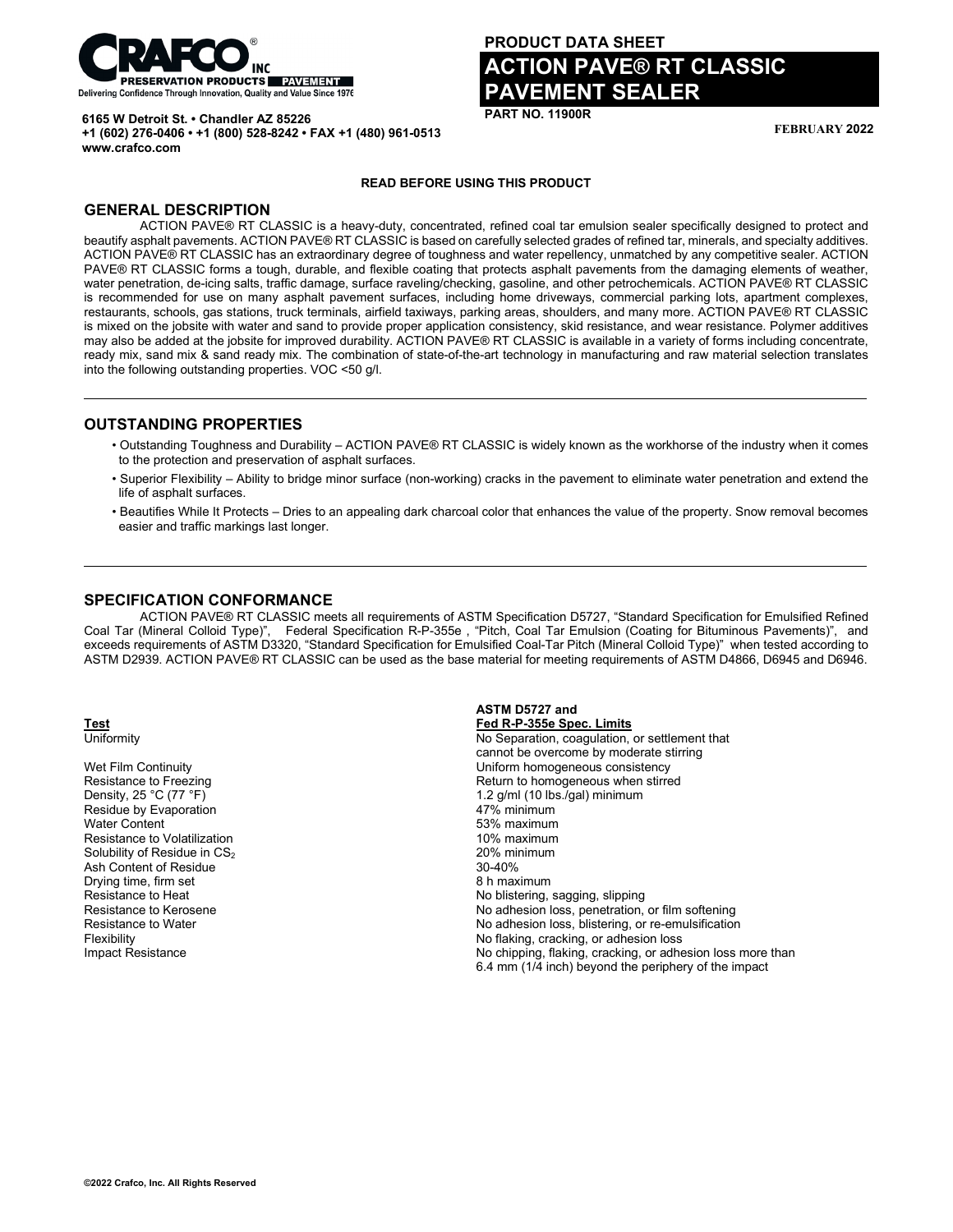CRAFCO® INC
PRESERVATION PRODUCTS PAVEMENT
Delivering Confidence Through Innovation, Quality and Value Since 1976

**6165 W Detroit St. • Chandler AZ 85226**
**+1 (602) 276-0406 • +1 (800) 528-8242 • FAX +1 (480) 961-0513**
**www.crafco.com**

**PRODUCT DATA SHEET**

# ACTION PAVE® RT CLASSIC PAVEMENT SEALER

**PART NO. 11900R**

**FEBRUARY 2022**

**READ BEFORE USING THIS PRODUCT**

## GENERAL DESCRIPTION

ACTION PAVE® RT CLASSIC is a heavy-duty, concentrated, refined coal tar emulsion sealer specifically designed to protect and beautify asphalt pavements. ACTION PAVE® RT CLASSIC is based on carefully selected grades of refined tar, minerals, and specialty additives. ACTION PAVE® RT CLASSIC has an extraordinary degree of toughness and water repellency, unmatched by any competitive sealer. ACTION PAVE® RT CLASSIC forms a tough, durable, and flexible coating that protects asphalt pavements from the damaging elements of weather, water penetration, de-icing salts, traffic damage, surface raveling/checking, gasoline, and other petrochemicals. ACTION PAVE® RT CLASSIC is recommended for use on many asphalt pavement surfaces, including home driveways, commercial parking lots, apartment complexes, restaurants, schools, gas stations, truck terminals, airfield taxiways, parking areas, shoulders, and many more. ACTION PAVE® RT CLASSIC is mixed on the jobsite with water and sand to provide proper application consistency, skid resistance, and wear resistance. Polymer additives may also be added at the jobsite for improved durability. ACTION PAVE® RT CLASSIC is available in a variety of forms including concentrate, ready mix, sand mix & sand ready mix. The combination of state-of-the-art technology in manufacturing and raw material selection translates into the following outstanding properties. VOC <50 g/l.

## OUTSTANDING PROPERTIES

- Outstanding Toughness and Durability – ACTION PAVE® RT CLASSIC is widely known as the workhorse of the industry when it comes to the protection and preservation of asphalt surfaces.
- Superior Flexibility – Ability to bridge minor surface (non-working) cracks in the pavement to eliminate water penetration and extend the life of asphalt surfaces.
- Beautifies While It Protects – Dries to an appealing dark charcoal color that enhances the value of the property. Snow removal becomes easier and traffic markings last longer.

## SPECIFICATION CONFORMANCE

ACTION PAVE® RT CLASSIC meets all requirements of ASTM Specification D5727, "Standard Specification for Emulsified Refined Coal Tar (Mineral Colloid Type)", Federal Specification R-P-355e , "Pitch, Coal Tar Emulsion (Coating for Bituminous Pavements)", and exceeds requirements of ASTM D3320, "Standard Specification for Emulsified Coal-Tar Pitch (Mineral Colloid Type)" when tested according to ASTM D2939. ACTION PAVE® RT CLASSIC can be used as the base material for meeting requirements of ASTM D4866, D6945 and D6946.

| Test | ASTM D5727 and Fed R-P-355e Spec. Limits |
|---|---|
| Uniformity | No Separation, coagulation, or settlement that cannot be overcome by moderate stirring |
| Wet Film Continuity | Uniform homogeneous consistency |
| Resistance to Freezing | Return to homogeneous when stirred |
| Density, 25 °C (77 °F) | 1.2 g/ml (10 lbs./gal) minimum |
| Residue by Evaporation | 47% minimum |
| Water Content | 53% maximum |
| Resistance to Volatilization | 10% maximum |
| Solubility of Residue in $CS_2$ | 20% minimum |
| Ash Content of Residue | 30-40% |
| Drying time, firm set | 8 h maximum |
| Resistance to Heat | No blistering, sagging, slipping |
| Resistance to Kerosene | No adhesion loss, penetration, or film softening |
| Resistance to Water | No adhesion loss, blistering, or re-emulsification |
| Flexibility | No flaking, cracking, or adhesion loss |
| Impact Resistance | No chipping, flaking, cracking, or adhesion loss more than 6.4 mm (1/4 inch) beyond the periphery of the impact |

©2022 Crafco, Inc. All Rights Reserved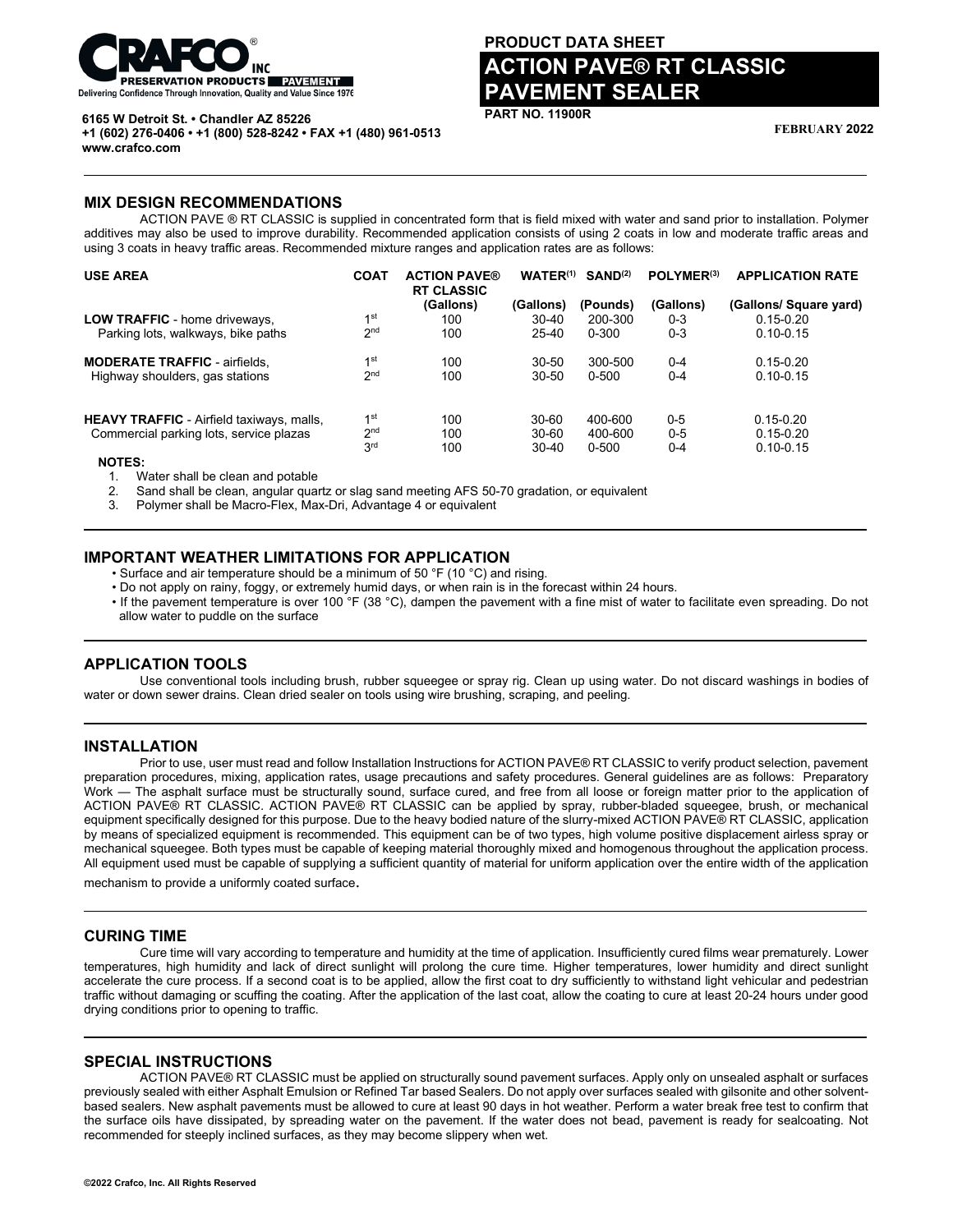**PRODUCT DATA SHEET**

# ACTION PAVE® RT CLASSIC PAVEMENT SEALER

**PART NO. 11900R**

**FEBRUARY 2022**

**6165 W Detroit St. • Chandler AZ 85226**
**+1 (602) 276-0406 • +1 (800) 528-8242 • FAX +1 (480) 961-0513**
**www.crafco.com**

## MIX DESIGN RECOMMENDATIONS

ACTION PAVE ® RT CLASSIC is supplied in concentrated form that is field mixed with water and sand prior to installation. Polymer additives may also be used to improve durability. Recommended application consists of using 2 coats in low and moderate traffic areas and using 3 coats in heavy traffic areas. Recommended mixture ranges and application rates are as follows:

| USE AREA | COAT | ACTION PAVE® RT CLASSIC (Gallons) | WATER[1] (Gallons) | SAND[2] (Pounds) | POLYMER[3] (Gallons) | APPLICATION RATE (Gallons/ Square yard) |
|---|---|---|---|---|---|---|
| **LOW TRAFFIC** - home driveways, | 1st | 100 | 30-40 | 200-300 | 0-3 | 0.15-0.20 |
| Parking lots, walkways, bike paths | 2nd | 100 | 25-40 | 0-300 | 0-3 | 0.10-0.15 |
| **MODERATE TRAFFIC** - airfields, | 1st | 100 | 30-50 | 300-500 | 0-4 | 0.15-0.20 |
| Highway shoulders, gas stations | 2nd | 100 | 30-50 | 0-500 | 0-4 | 0.10-0.15 |
| **HEAVY TRAFFIC** - Airfield taxiways, malls, | 1st | 100 | 30-60 | 400-600 | 0-5 | 0.15-0.20 |
| Commercial parking lots, service plazas | 2nd | 100 | 30-60 | 400-600 | 0-5 | 0.15-0.20 |
| | 3rd | 100 | 30-40 | 0-500 | 0-4 | 0.10-0.15 |

**NOTES:**

1. Water shall be clean and potable
2. Sand shall be clean, angular quartz or slag sand meeting AFS 50-70 gradation, or equivalent
3. Polymer shall be Macro-Flex, Max-Dri, Advantage 4 or equivalent

## IMPORTANT WEATHER LIMITATIONS FOR APPLICATION

- Surface and air temperature should be a minimum of 50 °F (10 °C) and rising.
- Do not apply on rainy, foggy, or extremely humid days, or when rain is in the forecast within 24 hours.
- If the pavement temperature is over 100 °F (38 °C), dampen the pavement with a fine mist of water to facilitate even spreading. Do not allow water to puddle on the surface

## APPLICATION TOOLS

Use conventional tools including brush, rubber squeegee or spray rig. Clean up using water. Do not discard washings in bodies of water or down sewer drains. Clean dried sealer on tools using wire brushing, scraping, and peeling.

## INSTALLATION

Prior to use, user must read and follow Installation Instructions for ACTION PAVE® RT CLASSIC to verify product selection, pavement preparation procedures, mixing, application rates, usage precautions and safety procedures. General guidelines are as follows: Preparatory Work — The asphalt surface must be structurally sound, surface cured, and free from all loose or foreign matter prior to the application of ACTION PAVE® RT CLASSIC. ACTION PAVE® RT CLASSIC can be applied by spray, rubber-bladed squeegee, brush, or mechanical equipment specifically designed for this purpose. Due to the heavy bodied nature of the slurry-mixed ACTION PAVE® RT CLASSIC, application by means of specialized equipment is recommended. This equipment can be of two types, high volume positive displacement airless spray or mechanical squeegee. Both types must be capable of keeping material thoroughly mixed and homogenous throughout the application process. All equipment used must be capable of supplying a sufficient quantity of material for uniform application over the entire width of the application mechanism to provide a uniformly coated surface.

## CURING TIME

Cure time will vary according to temperature and humidity at the time of application. Insufficiently cured films wear prematurely. Lower temperatures, high humidity and lack of direct sunlight will prolong the cure time. Higher temperatures, lower humidity and direct sunlight accelerate the cure process. If a second coat is to be applied, allow the first coat to dry sufficiently to withstand light vehicular and pedestrian traffic without damaging or scuffing the coating. After the application of the last coat, allow the coating to cure at least 20-24 hours under good drying conditions prior to opening to traffic.

## SPECIAL INSTRUCTIONS

ACTION PAVE® RT CLASSIC must be applied on structurally sound pavement surfaces. Apply only on unsealed asphalt or surfaces previously sealed with either Asphalt Emulsion or Refined Tar based Sealers. Do not apply over surfaces sealed with gilsonite and other solvent-based sealers. New asphalt pavements must be allowed to cure at least 90 days in hot weather. Perform a water break free test to confirm that the surface oils have dissipated, by spreading water on the pavement. If the water does not bead, pavement is ready for sealcoating. Not recommended for steeply inclined surfaces, as they may become slippery when wet.

©2022 Crafco, Inc. All Rights Reserved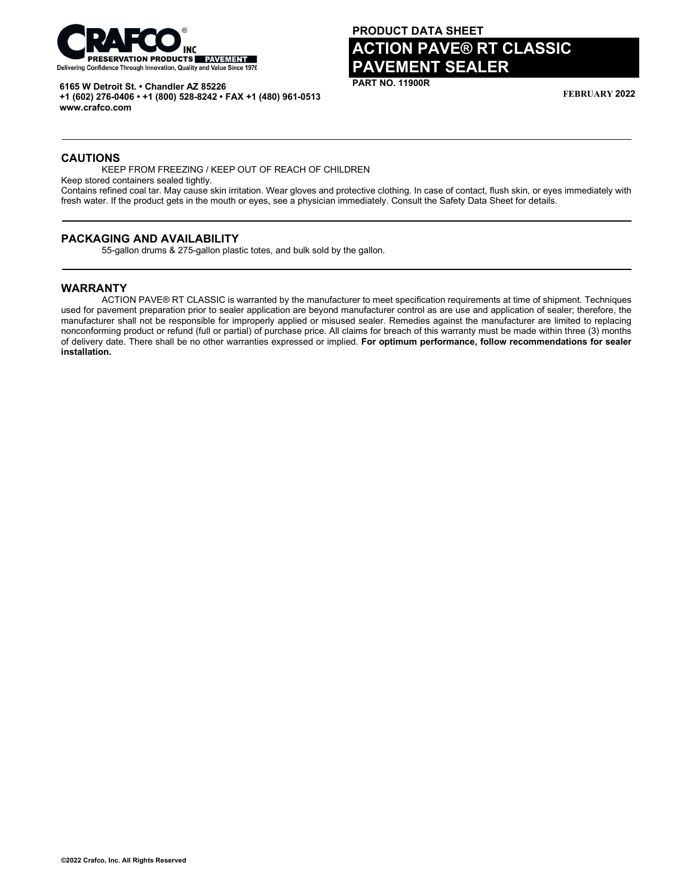**CRAFCO INC**
PRESERVATION PRODUCTS PAVEMENT
Delivering Confidence Through Innovation, Quality and Value Since 1976

6165 W Detroit St. • Chandler AZ 85226
+1 (602) 276-0406 • +1 (800) 528-8242 • FAX +1 (480) 961-0513
www.crafco.com

**PRODUCT DATA SHEET**

# ACTION PAVE® RT CLASSIC PAVEMENT SEALER

**PART NO. 11900R**

**FEBRUARY 2022**

## CAUTIONS

KEEP FROM FREEZING / KEEP OUT OF REACH OF CHILDREN

Keep stored containers sealed tightly.

Contains refined coal tar. May cause skin irritation. Wear gloves and protective clothing. In case of contact, flush skin, or eyes immediately with fresh water. If the product gets in the mouth or eyes, see a physician immediately. Consult the Safety Data Sheet for details.

## PACKAGING AND AVAILABILITY

55-gallon drums & 275-gallon plastic totes, and bulk sold by the gallon.

## WARRANTY

ACTION PAVE® RT CLASSIC is warranted by the manufacturer to meet specification requirements at time of shipment. Techniques used for pavement preparation prior to sealer application are beyond manufacturer control as are use and application of sealer; therefore, the manufacturer shall not be responsible for improperly applied or misused sealer. Remedies against the manufacturer are limited to replacing nonconforming product or refund (full or partial) of purchase price. All claims for breach of this warranty must be made within three (3) months of delivery date. There shall be no other warranties expressed or implied. **For optimum performance, follow recommendations for sealer installation.**

©2022 Crafco, Inc. All Rights Reserved